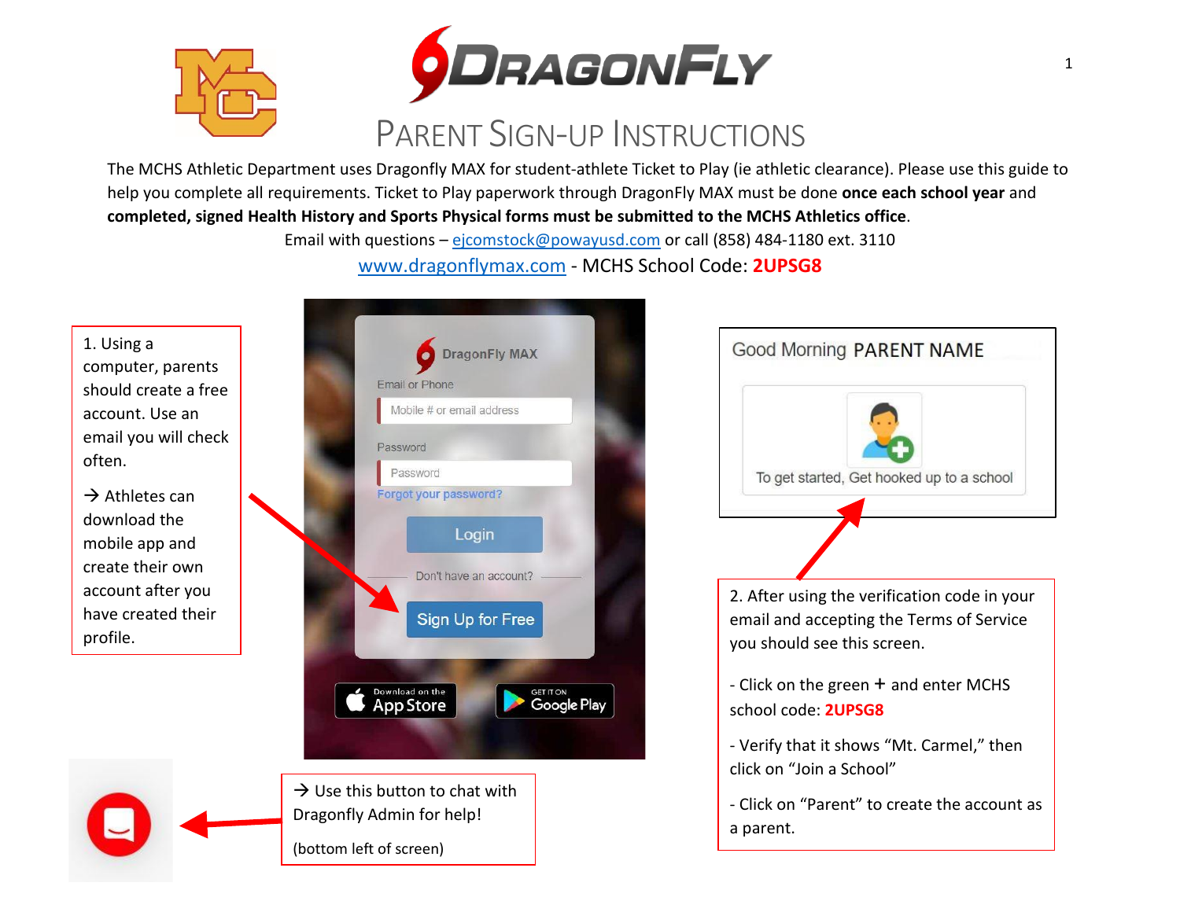# PARENT SIGN-UP INSTRUCTIONS

The MCHS Athletic Department uses Dragonfly MAX for student-athlete Ticket to Play (ie athletic clearance). Please use this guide to help you complete all requirements. Ticket to Play paperwork through DragonFly MAX must be done **once each school year** and **completed, signed Health History and Sports Physical forms must be submitted to the MCHS Athletics office**.

Email with questions – ejcomstock@powayusd.com or call (858) 484-1180 ext. 3110

www.dragonflymax.com - MCHS School Code: **2UPSG8**

1. Using a computer, parents should create a free account. Use an email you will check often.

→ Athletes can download the mobile app and create their own account after you have created their profile.

2. After using the verification code in your email and accepting the Terms of Service you should see this screen.

- Click on the green + and enter MCHS school code: **2UPSG8**
- Verify that it shows "Mt. Carmel," then click on "Join a School"
- Click on "Parent" to create the account as a parent.

→ Use this button to chat with Dragonfly Admin for help!

(bottom left of screen)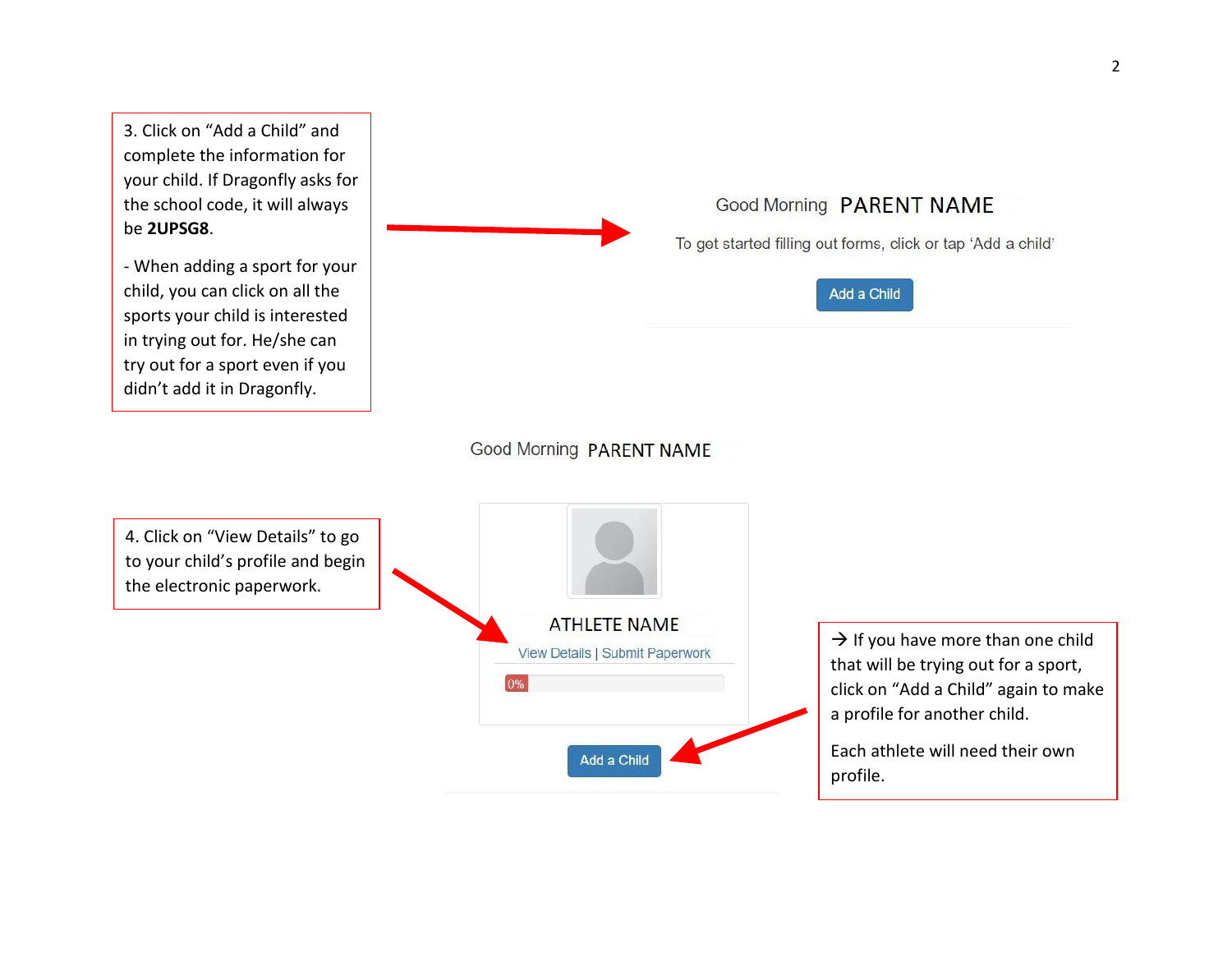3. Click on “Add a Child” and complete the information for your child. If Dragonfly asks for the school code, it will always be **2UPSG8**.

- When adding a sport for your child, you can click on all the sports your child is interested in trying out for. He/she can try out for a sport even if you didn’t add it in Dragonfly.

Good Morning PARENT NAME

To get started filling out forms, click or tap ‘Add a child’

Add a Child

Good Morning PARENT NAME

4. Click on “View Details” to go to your child’s profile and begin the electronic paperwork.

ATHLETE NAME

View Details | Submit Paperwork

0%

Add a Child

→ If you have more than one child that will be trying out for a sport, click on “Add a Child” again to make a profile for another child.

Each athlete will need their own profile.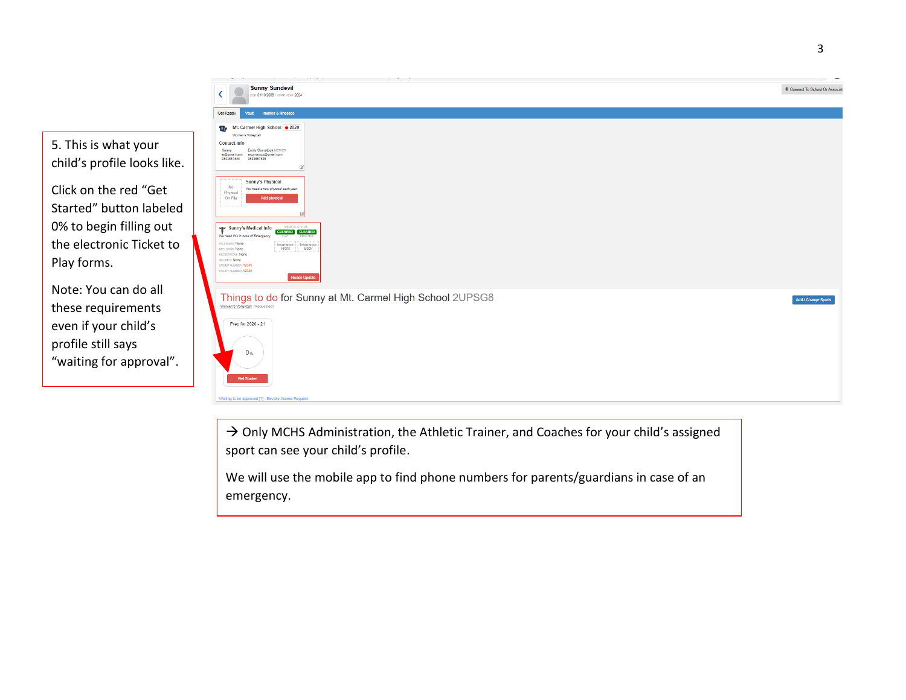5. This is what your child's profile looks like.

Click on the red "Get Started" button labeled 0% to begin filling out the electronic Ticket to Play forms.

Note: You can do all these requirements even if your child's profile still says "waiting for approval".

→ Only MCHS Administration, the Athletic Trainer, and Coaches for your child's assigned sport can see your child's profile.

We will use the mobile app to find phone numbers for parents/guardians in case of an emergency.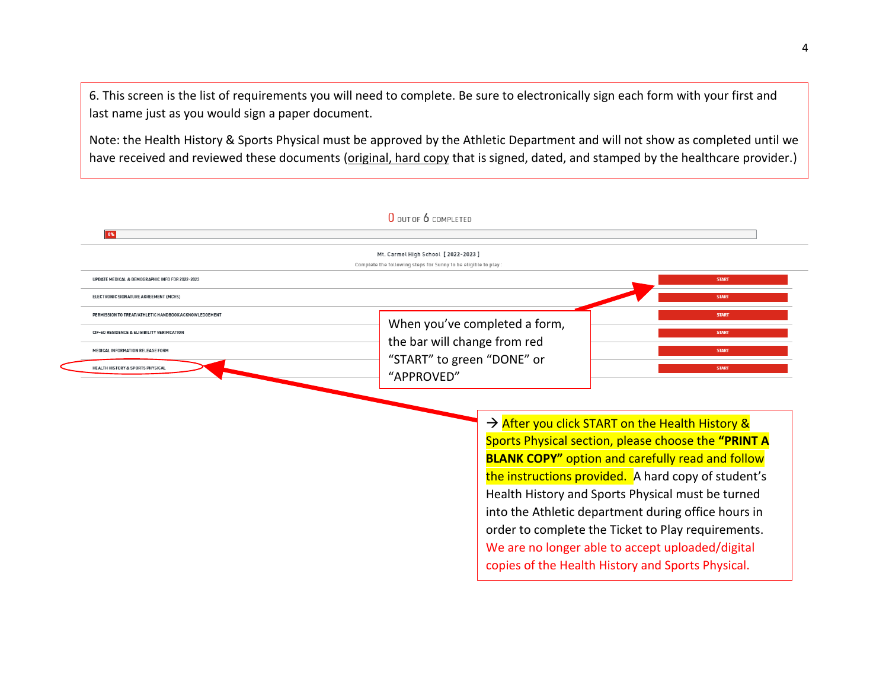6. This screen is the list of requirements you will need to complete. Be sure to electronically sign each form with your first and last name just as you would sign a paper document.

Note: the Health History & Sports Physical must be approved by the Athletic Department and will not show as completed until we have received and reviewed these documents (original, hard copy that is signed, dated, and stamped by the healthcare provider.)

0 OUT OF 6 COMPLETED

0%

Mt. Carmel High School [ 2022-2023 ]

Complete the following steps for Sunny to be eligible to play

| | |
|---|---|
| UPDATE MEDICAL & DEMOGRAPHIC INFO FOR 2022-2023 | START |
| ELECTRONIC SIGNATURE AGREEMENT (MCHS) | START |
| PERMISSION TO TREAT/ATHLETIC HANDBOOK ACKNOWLEDGEMENT | START |
| CIF-SD RESIDENCE & ELIGIBILITY VERIFICATION | START |
| MEDICAL INFORMATION RELEASE FORM | START |
| HEALTH HISTORY & SPORTS PHYSICAL | START |

When you've completed a form, the bar will change from red "START" to green "DONE" or "APPROVED"

→ After you click START on the Health History & Sports Physical section, please choose the **"PRINT A BLANK COPY"** option and carefully read and follow the instructions provided. A hard copy of student's Health History and Sports Physical must be turned into the Athletic department during office hours in order to complete the Ticket to Play requirements. We are no longer able to accept uploaded/digital copies of the Health History and Sports Physical.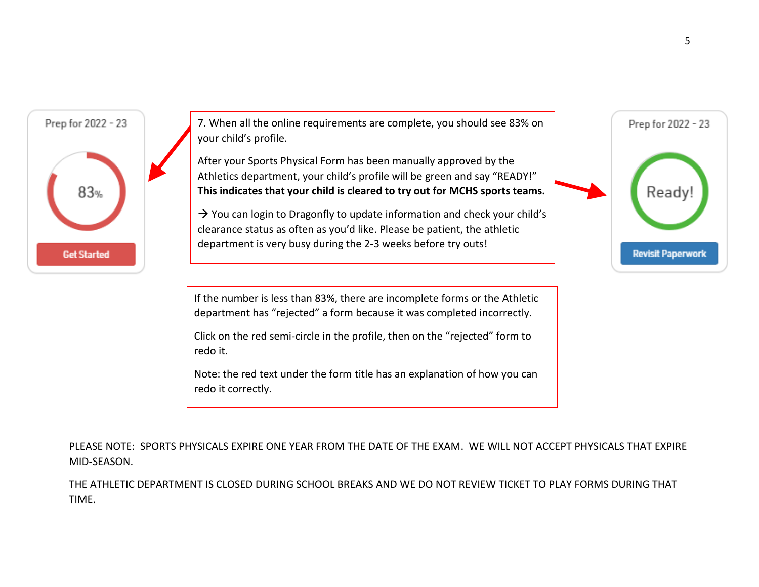Prep for 2022 - 23

83%

Get Started

7. When all the online requirements are complete, you should see 83% on your child's profile.

After your Sports Physical Form has been manually approved by the Athletics department, your child's profile will be green and say "READY!" **This indicates that your child is cleared to try out for MCHS sports teams.**

→ You can login to Dragonfly to update information and check your child's clearance status as often as you'd like. Please be patient, the athletic department is very busy during the 2-3 weeks before try outs!

Prep for 2022 - 23

Ready!

Revisit Paperwork

If the number is less than 83%, there are incomplete forms or the Athletic department has "rejected" a form because it was completed incorrectly.

Click on the red semi-circle in the profile, then on the "rejected" form to redo it.

Note: the red text under the form title has an explanation of how you can redo it correctly.

PLEASE NOTE: SPORTS PHYSICALS EXPIRE ONE YEAR FROM THE DATE OF THE EXAM. WE WILL NOT ACCEPT PHYSICALS THAT EXPIRE MID-SEASON.

THE ATHLETIC DEPARTMENT IS CLOSED DURING SCHOOL BREAKS AND WE DO NOT REVIEW TICKET TO PLAY FORMS DURING THAT TIME.